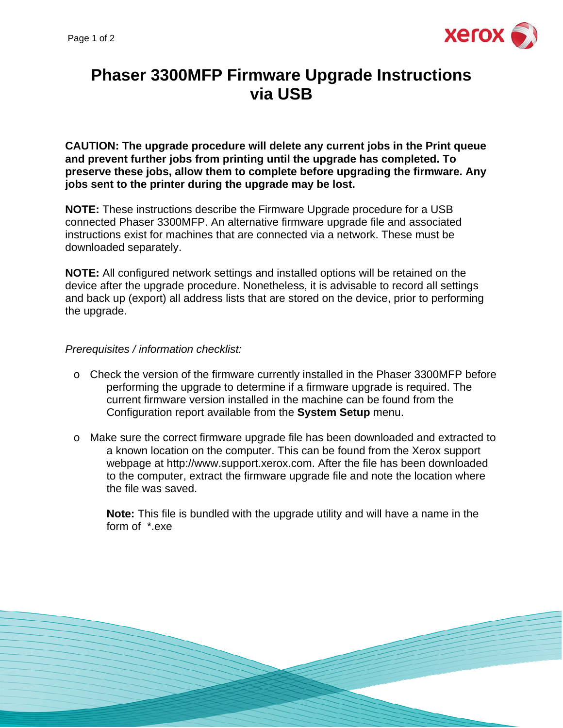# Phaser 3300MFP Firmware Upgrade Instructions via USB

**CAUTION: The upgrade procedure will delete any current jobs in the Print queue and prevent further jobs from printing until the upgrade has completed. To preserve these jobs, allow them to complete before upgrading the firmware. Any jobs sent to the printer during the upgrade may be lost.**

**NOTE:** These instructions describe the Firmware Upgrade procedure for a USB connected Phaser 3300MFP. An alternative firmware upgrade file and associated instructions exist for machines that are connected via a network. These must be downloaded separately.

**NOTE:** All configured network settings and installed options will be retained on the device after the upgrade procedure. Nonetheless, it is advisable to record all settings and back up (export) all address lists that are stored on the device, prior to performing the upgrade.

*Prerequisites / information checklist:*

- Check the version of the firmware currently installed in the Phaser 3300MFP before performing the upgrade to determine if a firmware upgrade is required. The current firmware version installed in the machine can be found from the Configuration report available from the **System Setup** menu.

- Make sure the correct firmware upgrade file has been downloaded and extracted to a known location on the computer. This can be found from the Xerox support webpage at http://www.support.xerox.com. After the file has been downloaded to the computer, extract the firmware upgrade file and note the location where the file was saved.

  **Note:** This file is bundled with the upgrade utility and will have a name in the form of *.exe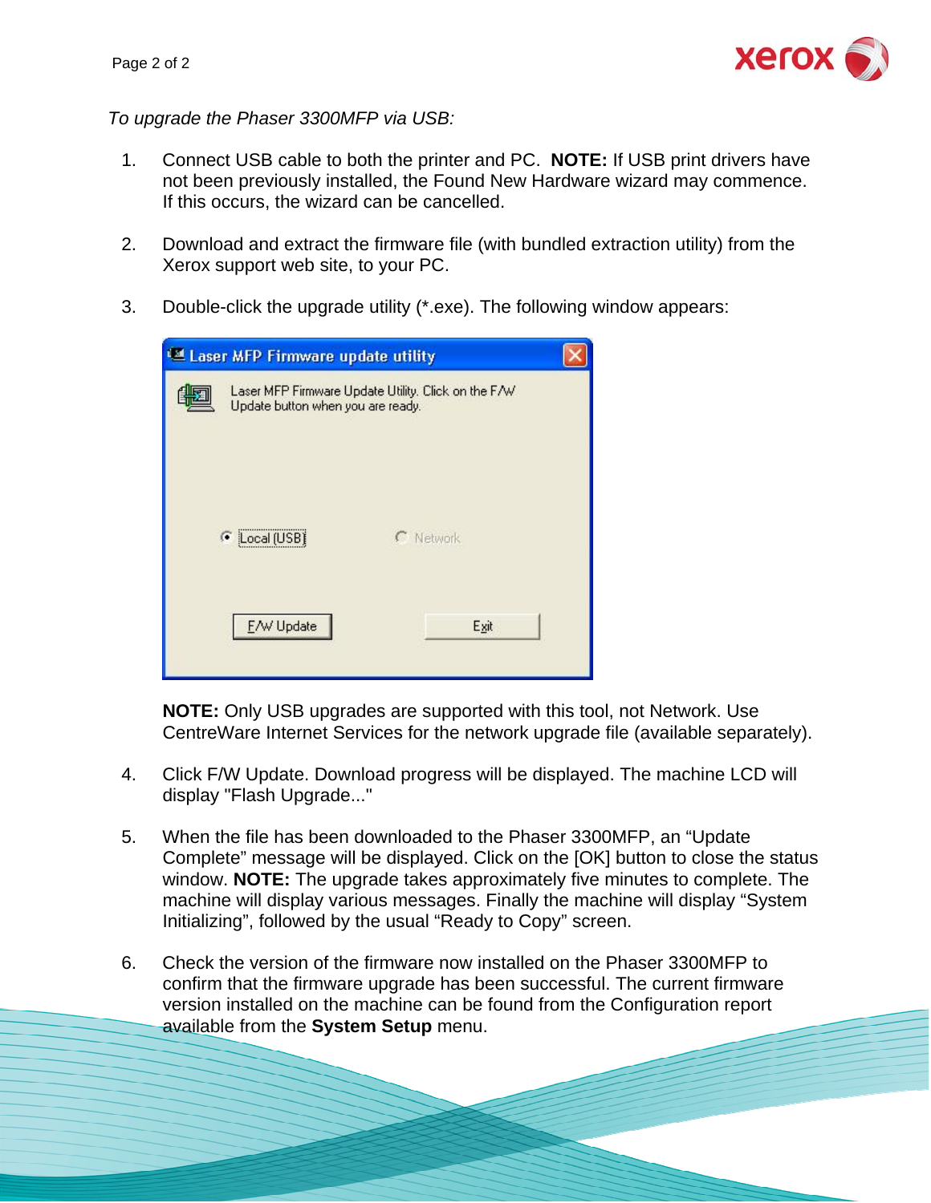*To upgrade the Phaser 3300MFP via USB:*

1. Connect USB cable to both the printer and PC. **NOTE:** If USB print drivers have not been previously installed, the Found New Hardware wizard may commence. If this occurs, the wizard can be cancelled.

2. Download and extract the firmware file (with bundled extraction utility) from the Xerox support web site, to your PC.

3. Double-click the upgrade utility (*.exe). The following window appears:

   Laser MFP Firmware update utility

   Laser MFP Firmware Update Utility. Click on the F/W Update button when you are ready.

   Local (USB)    Network

   F/W Update    Exit

   **NOTE:** Only USB upgrades are supported with this tool, not Network. Use CentreWare Internet Services for the network upgrade file (available separately).

4. Click F/W Update. Download progress will be displayed. The machine LCD will display "Flash Upgrade..."

5. When the file has been downloaded to the Phaser 3300MFP, an “Update Complete” message will be displayed. Click on the [OK] button to close the status window. **NOTE:** The upgrade takes approximately five minutes to complete. The machine will display various messages. Finally the machine will display “System Initializing”, followed by the usual “Ready to Copy” screen.

6. Check the version of the firmware now installed on the Phaser 3300MFP to confirm that the firmware upgrade has been successful. The current firmware version installed on the machine can be found from the Configuration report available from the **System Setup** menu.